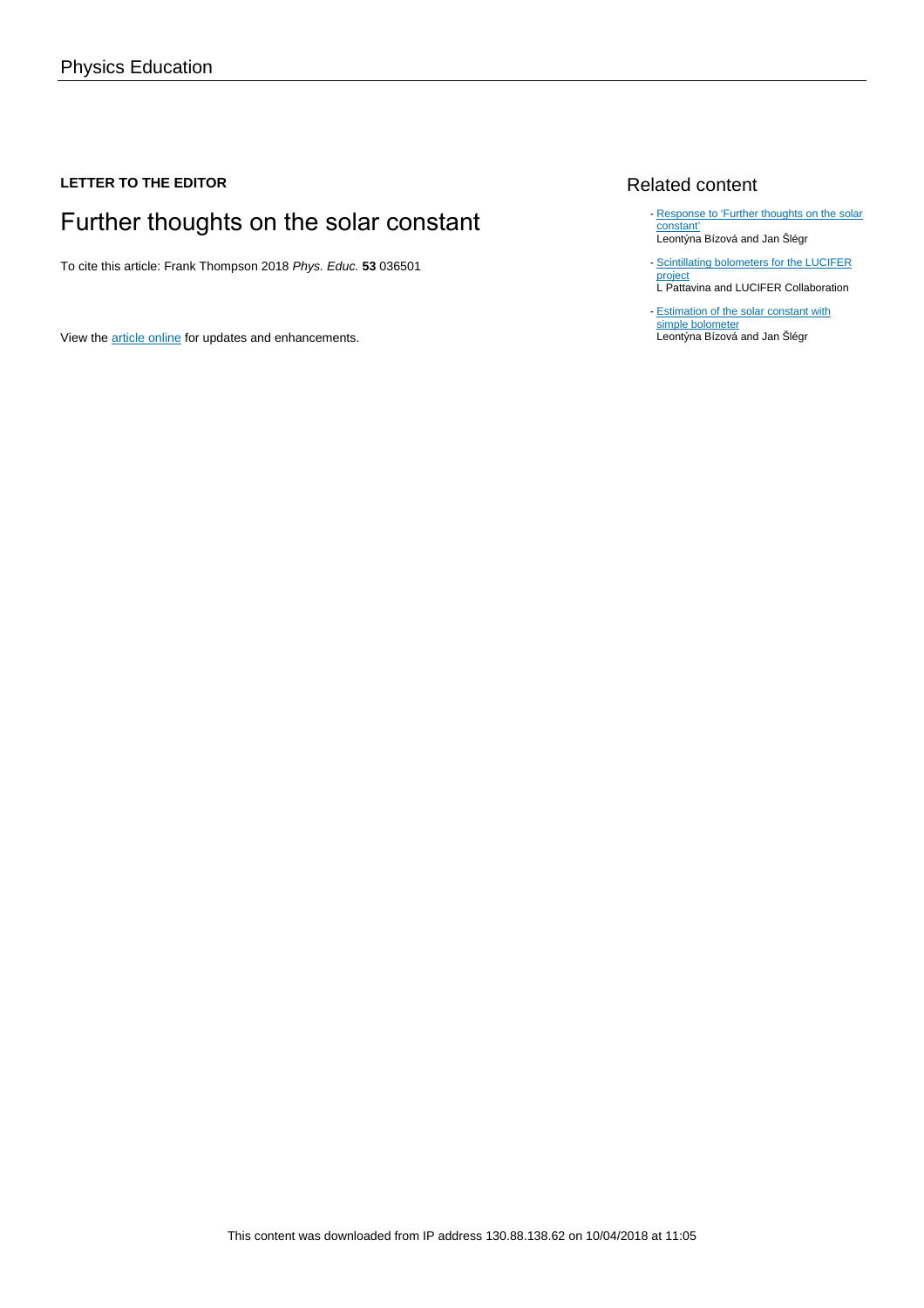Physics Education

**LETTER TO THE EDITOR**

# Further thoughts on the solar constant

To cite this article: Frank Thompson 2018 *Phys. Educ.* **53** 036501

View the article online for updates and enhancements.

## Related content

- Response to 'Further thoughts on the solar constant'
  Leontýna Bízová and Jan Šlégr
- Scintillating bolometers for the LUCIFER project
  L Pattavina and LUCIFER Collaboration
- Estimation of the solar constant with simple bolometer
  Leontýna Bízová and Jan Šlégr

This content was downloaded from IP address 130.88.138.62 on 10/04/2018 at 11:05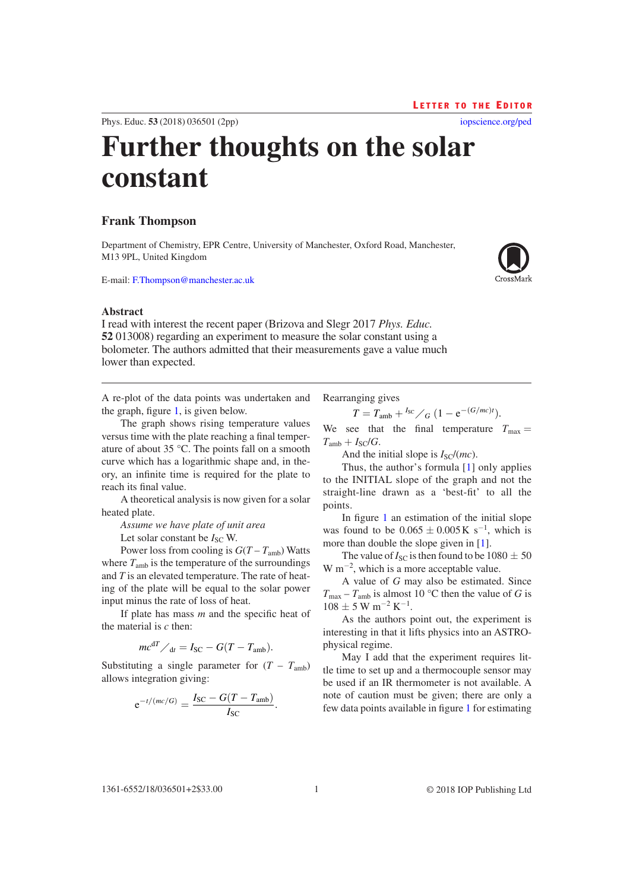Letter to the Editor

# Further thoughts on the solar constant

**Frank Thompson**

Department of Chemistry, EPR Centre, University of Manchester, Oxford Road, Manchester, M13 9PL, United Kingdom

E-mail: F.Thompson@manchester.ac.uk

## Abstract

I read with interest the recent paper (Brizova and Slegr 2017 *Phys. Educ.* **52** 013008) regarding an experiment to measure the solar constant using a bolometer. The authors admitted that their measurements gave a value much lower than expected.

---

A re-plot of the data points was undertaken and the graph, figure 1, is given below.

The graph shows rising temperature values versus time with the plate reaching a final temperature of about 35 °C. The points fall on a smooth curve which has a logarithmic shape and, in theory, an infinite time is required for the plate to reach its final value.

A theoretical analysis is now given for a solar heated plate.

*Assume we have plate of unit area*

Let solar constant be $I_{SC}$ W.

Power loss from cooling is $G(T - T_{amb})$ Watts where $T_{amb}$ is the temperature of the surroundings and $T$ is an elevated temperature. The rate of heating of the plate will be equal to the solar power input minus the rate of loss of heat.

If plate has mass $m$ and the specific heat of the material is $c$ then:

$$mc^{dT}/_{dt} = I_{SC} - G(T - T_{amb}).$$

Substituting a single parameter for $(T - T_{amb})$ allows integration giving:

$$e^{-t/(mc/G)} = \frac{I_{SC} - G(T - T_{amb})}{I_{SC}}.$$

Rearranging gives

$$T = T_{amb} + {}^{I_{SC}}/_{G}\,(1 - e^{-(G/mc)t}).$$

We see that the final temperature $T_{max} = T_{amb} + I_{SC}/G$.

And the initial slope is $I_{SC}/(mc)$.

Thus, the author's formula [1] only applies to the INITIAL slope of the graph and not the straight-line drawn as a 'best-fit' to all the points.

In figure 1 an estimation of the initial slope was found to be $0.065 \pm 0.005$ K s$^{-1}$, which is more than double the slope given in [1].

The value of $I_{SC}$ is then found to be $1080 \pm 50$ W m$^{-2}$, which is a more acceptable value.

A value of $G$ may also be estimated. Since $T_{max} - T_{amb}$ is almost 10 °C then the value of $G$ is $108 \pm 5$ W m$^{-2}$ K$^{-1}$.

As the authors point out, the experiment is interesting in that it lifts physics into an ASTRO-physical regime.

May I add that the experiment requires little time to set up and a thermocouple sensor may be used if an IR thermometer is not available. A note of caution must be given; there are only a few data points available in figure 1 for estimating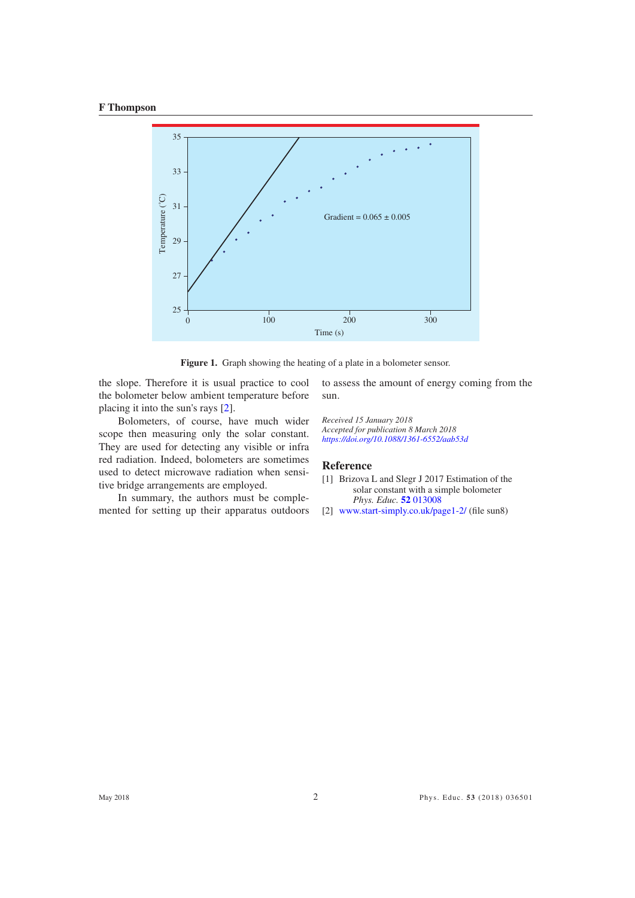35
33
31
29
27
25
0
100
200
300
Temperature (°C)
Time (s)
Gradient = 0.065 ± 0.005

**Figure 1.** Graph showing the heating of a plate in a bolometer sensor.

the slope. Therefore it is usual practice to cool the bolometer below ambient temperature before placing it into the sun's rays [2].

Bolometers, of course, have much wider scope then measuring only the solar constant. They are used for detecting any visible or infra red radiation. Indeed, bolometers are sometimes used to detect microwave radiation when sensitive bridge arrangements are employed.

In summary, the authors must be complemented for setting up their apparatus outdoors to assess the amount of energy coming from the sun.

*Received 15 January 2018*
*Accepted for publication 8 March 2018*
*https://doi.org/10.1088/1361-6552/aab53d*

## Reference

[1] Brizova L and Slegr J 2017 Estimation of the solar constant with a simple bolometer *Phys. Educ.* **52** 013008

[2] www.start-simply.co.uk/page1-2/ (file sun8)